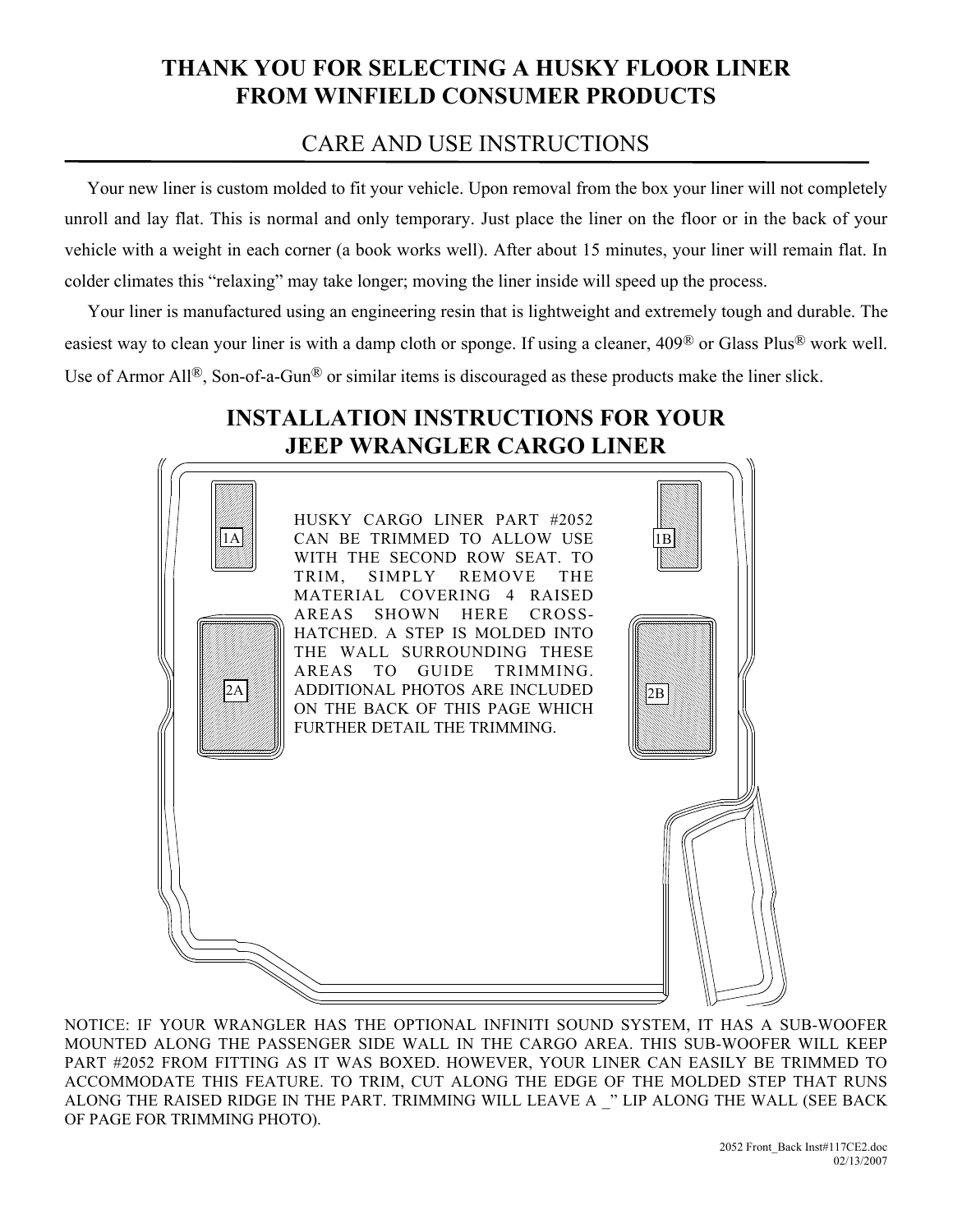# THANK YOU FOR SELECTING A HUSKY FLOOR LINER FROM WINFIELD CONSUMER PRODUCTS

## CARE AND USE INSTRUCTIONS

Your new liner is custom molded to fit your vehicle. Upon removal from the box your liner will not completely unroll and lay flat. This is normal and only temporary. Just place the liner on the floor or in the back of your vehicle with a weight in each corner (a book works well). After about 15 minutes, your liner will remain flat. In colder climates this "relaxing" may take longer; moving the liner inside will speed up the process.

Your liner is manufactured using an engineering resin that is lightweight and extremely tough and durable. The easiest way to clean your liner is with a damp cloth or sponge. If using a cleaner, 409® or Glass Plus® work well. Use of Armor All®, Son-of-a-Gun® or similar items is discouraged as these products make the liner slick.

# INSTALLATION INSTRUCTIONS FOR YOUR JEEP WRANGLER CARGO LINER

1A 1B

2A 2B

HUSKY CARGO LINER PART #2052 CAN BE TRIMMED TO ALLOW USE WITH THE SECOND ROW SEAT. TO TRIM, SIMPLY REMOVE THE MATERIAL COVERING 4 RAISED AREAS SHOWN HERE CROSS-HATCHED. A STEP IS MOLDED INTO THE WALL SURROUNDING THESE AREAS TO GUIDE TRIMMING. ADDITIONAL PHOTOS ARE INCLUDED ON THE BACK OF THIS PAGE WHICH FURTHER DETAIL THE TRIMMING.

NOTICE: IF YOUR WRANGLER HAS THE OPTIONAL INFINITI SOUND SYSTEM, IT HAS A SUB-WOOFER MOUNTED ALONG THE PASSENGER SIDE WALL IN THE CARGO AREA. THIS SUB-WOOFER WILL KEEP PART #2052 FROM FITTING AS IT WAS BOXED. HOWEVER, YOUR LINER CAN EASILY BE TRIMMED TO ACCOMMODATE THIS FEATURE. TO TRIM, CUT ALONG THE EDGE OF THE MOLDED STEP THAT RUNS ALONG THE RAISED RIDGE IN THE PART. TRIMMING WILL LEAVE A _" LIP ALONG THE WALL (SEE BACK OF PAGE FOR TRIMMING PHOTO).

2052 Front_Back Inst#117CE2.doc
02/13/2007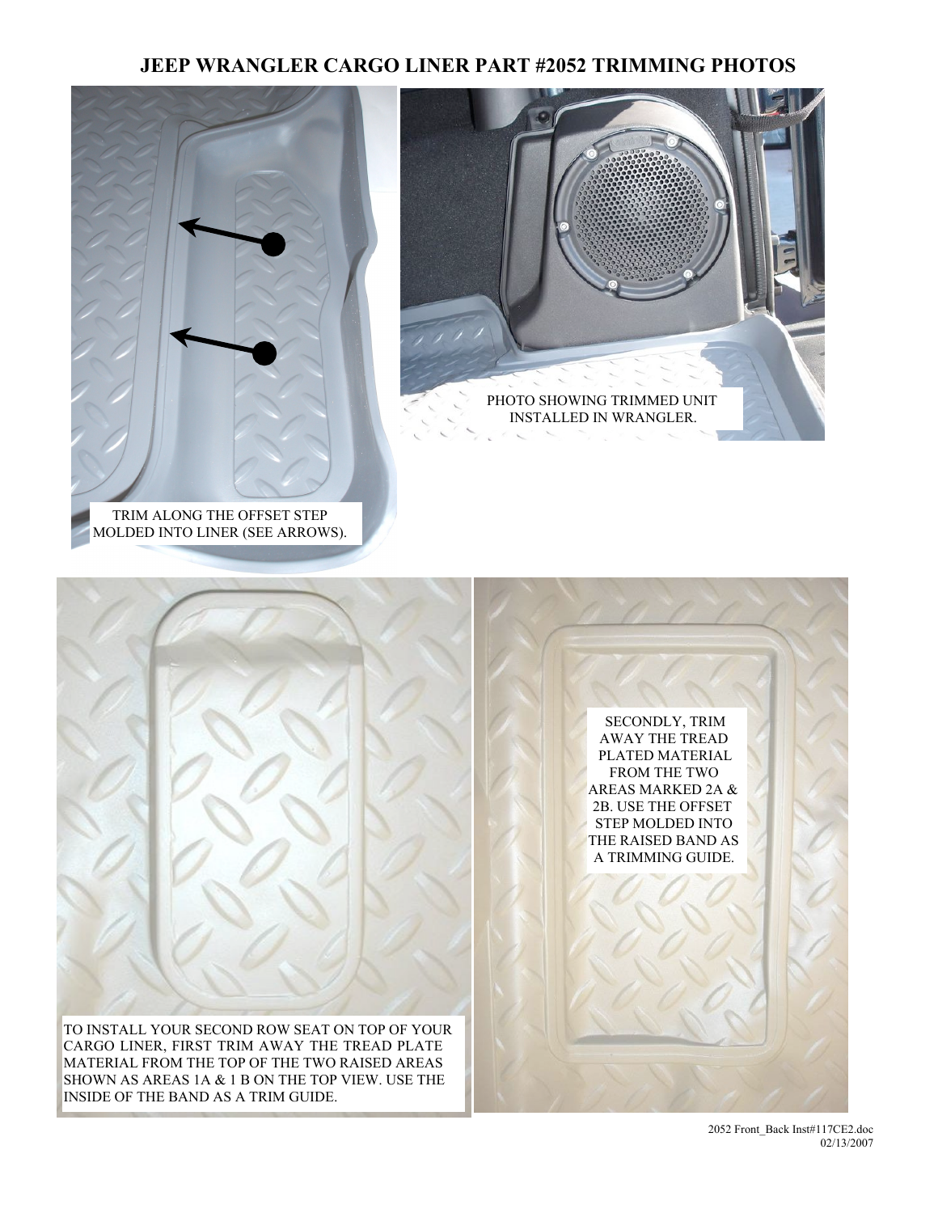# JEEP WRANGLER CARGO LINER PART #2052 TRIMMING PHOTOS

TRIM ALONG THE OFFSET STEP MOLDED INTO LINER (SEE ARROWS).

PHOTO SHOWING TRIMMED UNIT INSTALLED IN WRANGLER.

TO INSTALL YOUR SECOND ROW SEAT ON TOP OF YOUR CARGO LINER, FIRST TRIM AWAY THE TREAD PLATE MATERIAL FROM THE TOP OF THE TWO RAISED AREAS SHOWN AS AREAS 1A & 1 B ON THE TOP VIEW. USE THE INSIDE OF THE BAND AS A TRIM GUIDE.

SECONDLY, TRIM AWAY THE TREAD PLATED MATERIAL FROM THE TWO AREAS MARKED 2A & 2B. USE THE OFFSET STEP MOLDED INTO THE RAISED BAND AS A TRIMMING GUIDE.

2052 Front_Back Inst#117CE2.doc
02/13/2007